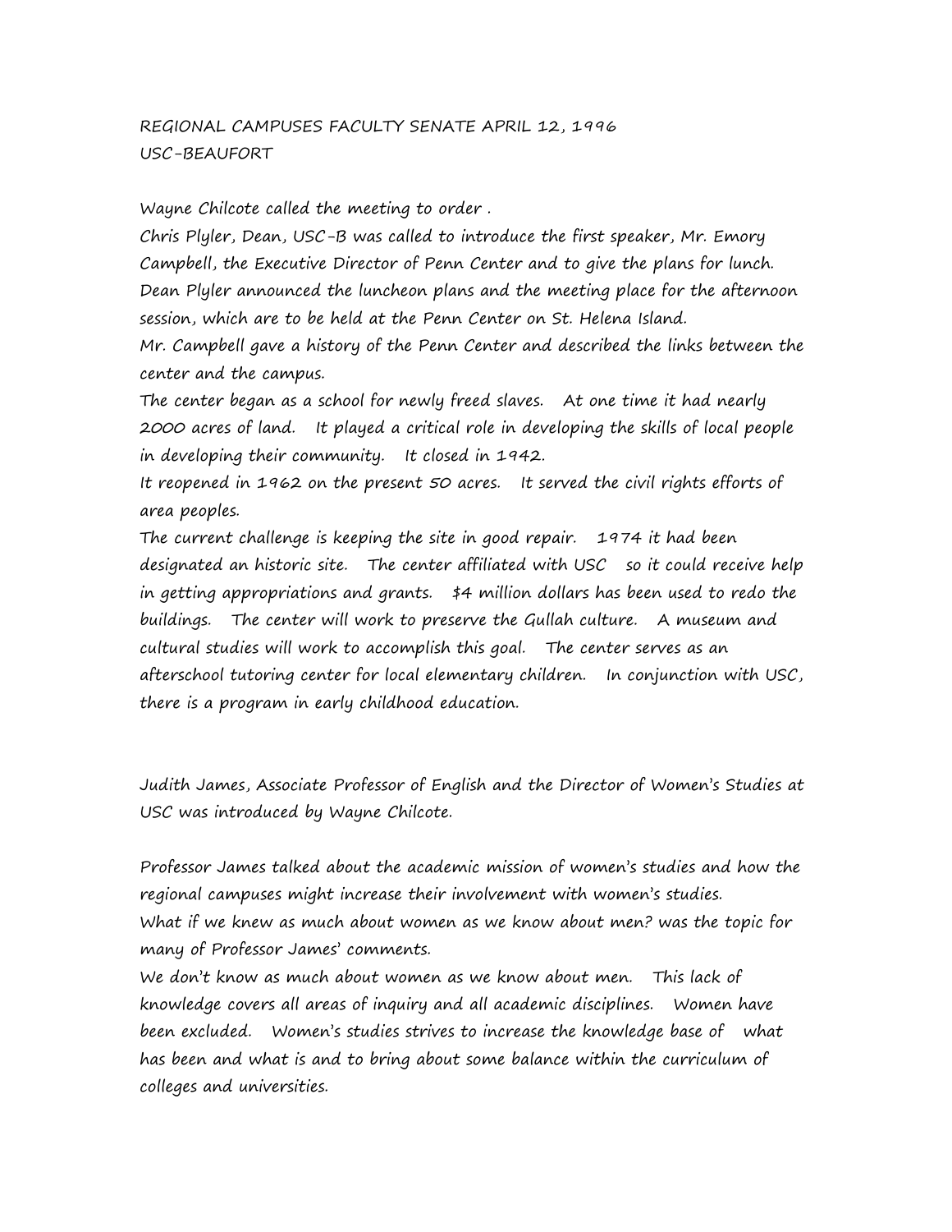REGIONAL CAMPUSES FACULTY SENATE APRIL 12, 1996
USC-BEAUFORT

Wayne Chilcote called the meeting to order .

Chris Plyler, Dean, USC-B was called to introduce the first speaker, Mr. Emory Campbell, the Executive Director of Penn Center and to give the plans for lunch. Dean Plyler announced the luncheon plans and the meeting place for the afternoon session, which are to be held at the Penn Center on St. Helena Island.

Mr. Campbell gave a history of the Penn Center and described the links between the center and the campus.

The center began as a school for newly freed slaves. At one time it had nearly 2000 acres of land. It played a critical role in developing the skills of local people in developing their community. It closed in 1942.

It reopened in 1962 on the present 50 acres. It served the civil rights efforts of area peoples.

The current challenge is keeping the site in good repair. 1974 it had been designated an historic site. The center affiliated with USC so it could receive help in getting appropriations and grants. $4 million dollars has been used to redo the buildings. The center will work to preserve the Gullah culture. A museum and cultural studies will work to accomplish this goal. The center serves as an afterschool tutoring center for local elementary children. In conjunction with USC, there is a program in early childhood education.

Judith James, Associate Professor of English and the Director of Women's Studies at USC was introduced by Wayne Chilcote.

Professor James talked about the academic mission of women's studies and how the regional campuses might increase their involvement with women's studies.

What if we knew as much about women as we know about men? was the topic for many of Professor James' comments.

We don't know as much about women as we know about men. This lack of knowledge covers all areas of inquiry and all academic disciplines. Women have been excluded. Women's studies strives to increase the knowledge base of what has been and what is and to bring about some balance within the curriculum of colleges and universities.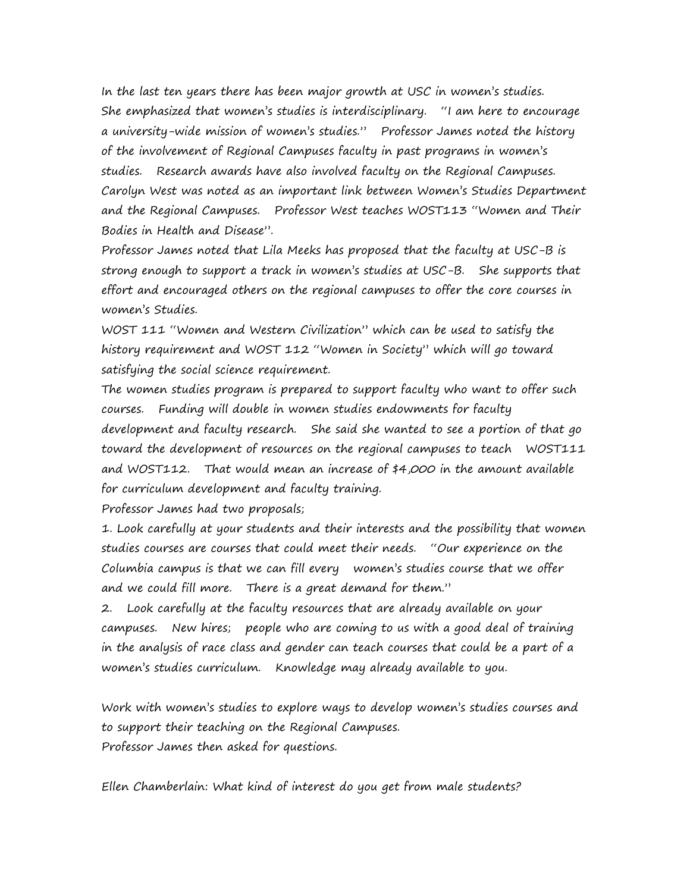In the last ten years there has been major growth at USC in women's studies. She emphasized that women's studies is interdisciplinary. "I am here to encourage a university-wide mission of women's studies." Professor James noted the history of the involvement of Regional Campuses faculty in past programs in women's studies. Research awards have also involved faculty on the Regional Campuses. Carolyn West was noted as an important link between Women's Studies Department and the Regional Campuses. Professor West teaches WOST113 "Women and Their Bodies in Health and Disease".

Professor James noted that Lila Meeks has proposed that the faculty at USC-B is strong enough to support a track in women's studies at USC-B. She supports that effort and encouraged others on the regional campuses to offer the core courses in women's Studies.

WOST 111 "Women and Western Civilization" which can be used to satisfy the history requirement and WOST 112 "Women in Society" which will go toward satisfying the social science requirement.

The women studies program is prepared to support faculty who want to offer such courses. Funding will double in women studies endowments for faculty development and faculty research. She said she wanted to see a portion of that go toward the development of resources on the regional campuses to teach WOST111 and WOST112. That would mean an increase of $4,000 in the amount available for curriculum development and faculty training.

Professor James had two proposals;

1. Look carefully at your students and their interests and the possibility that women studies courses are courses that could meet their needs. "Our experience on the Columbia campus is that we can fill every women's studies course that we offer and we could fill more. There is a great demand for them."
2. Look carefully at the faculty resources that are already available on your campuses. New hires; people who are coming to us with a good deal of training in the analysis of race class and gender can teach courses that could be a part of a women's studies curriculum. Knowledge may already available to you.

Work with women's studies to explore ways to develop women's studies courses and to support their teaching on the Regional Campuses.

Professor James then asked for questions.

Ellen Chamberlain: What kind of interest do you get from male students?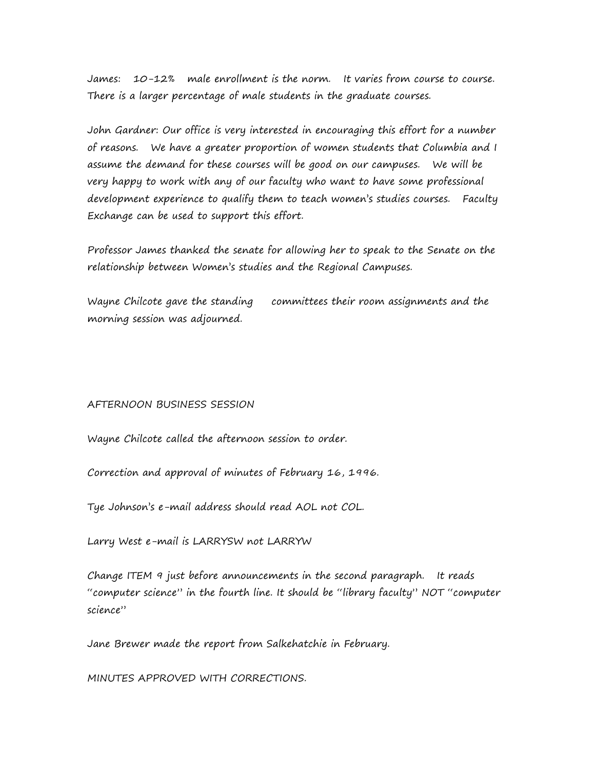James: 10-12% male enrollment is the norm. It varies from course to course. There is a larger percentage of male students in the graduate courses.

John Gardner: Our office is very interested in encouraging this effort for a number of reasons. We have a greater proportion of women students that Columbia and I assume the demand for these courses will be good on our campuses. We will be very happy to work with any of our faculty who want to have some professional development experience to qualify them to teach women's studies courses. Faculty Exchange can be used to support this effort.

Professor James thanked the senate for allowing her to speak to the Senate on the relationship between Women's studies and the Regional Campuses.

Wayne Chilcote gave the standing committees their room assignments and the morning session was adjourned.

AFTERNOON BUSINESS SESSION

Wayne Chilcote called the afternoon session to order.

Correction and approval of minutes of February 16, 1996.

Tye Johnson's e-mail address should read AOL not COL.

Larry West e-mail is LARRYSW not LARRYW

Change ITEM 9 just before announcements in the second paragraph. It reads "computer science" in the fourth line. It should be "library faculty" NOT "computer science"

Jane Brewer made the report from Salkehatchie in February.

MINUTES APPROVED WITH CORRECTIONS.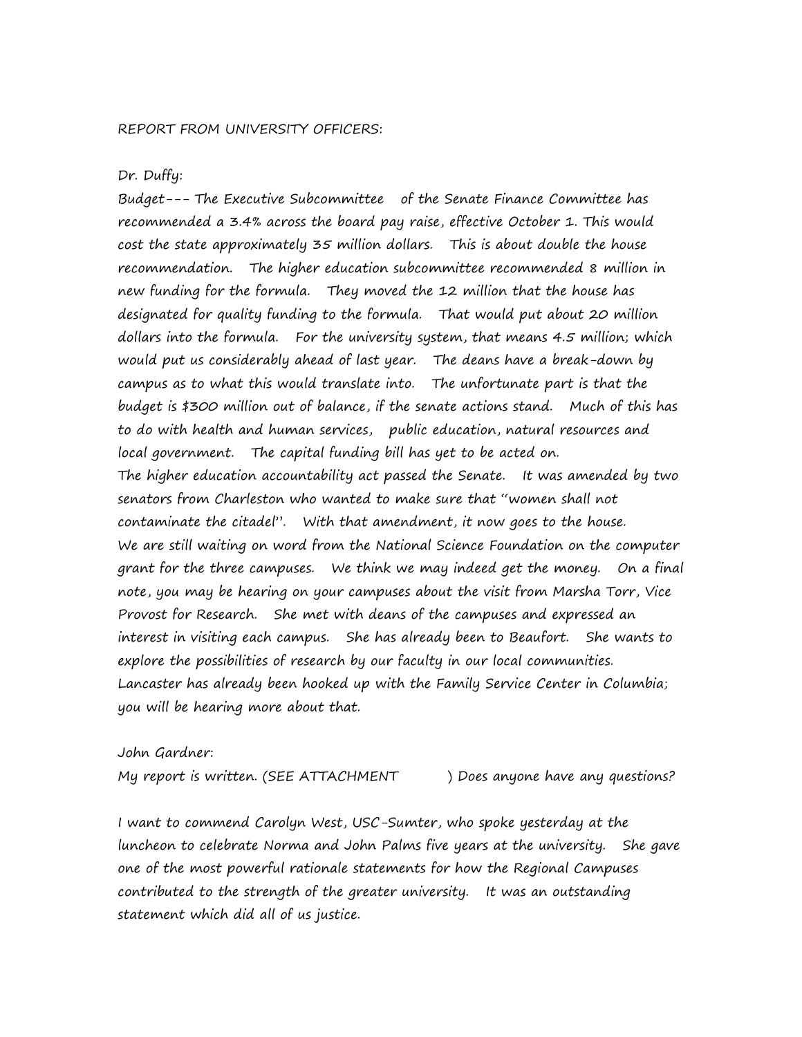REPORT FROM UNIVERSITY OFFICERS:

Dr. Duffy:

Budget--- The Executive Subcommittee of the Senate Finance Committee has recommended a 3.4% across the board pay raise, effective October 1. This would cost the state approximately 35 million dollars. This is about double the house recommendation. The higher education subcommittee recommended 8 million in new funding for the formula. They moved the 12 million that the house has designated for quality funding to the formula. That would put about 20 million dollars into the formula. For the university system, that means 4.5 million; which would put us considerably ahead of last year. The deans have a break-down by campus as to what this would translate into. The unfortunate part is that the budget is $300 million out of balance, if the senate actions stand. Much of this has to do with health and human services, public education, natural resources and local government. The capital funding bill has yet to be acted on.

The higher education accountability act passed the Senate. It was amended by two senators from Charleston who wanted to make sure that "women shall not contaminate the citadel". With that amendment, it now goes to the house.

We are still waiting on word from the National Science Foundation on the computer grant for the three campuses. We think we may indeed get the money. On a final note, you may be hearing on your campuses about the visit from Marsha Torr, Vice Provost for Research. She met with deans of the campuses and expressed an interest in visiting each campus. She has already been to Beaufort. She wants to explore the possibilities of research by our faculty in our local communities. Lancaster has already been hooked up with the Family Service Center in Columbia; you will be hearing more about that.

John Gardner:

My report is written. (SEE ATTACHMENT ) Does anyone have any questions?

I want to commend Carolyn West, USC-Sumter, who spoke yesterday at the luncheon to celebrate Norma and John Palms five years at the university. She gave one of the most powerful rationale statements for how the Regional Campuses contributed to the strength of the greater university. It was an outstanding statement which did all of us justice.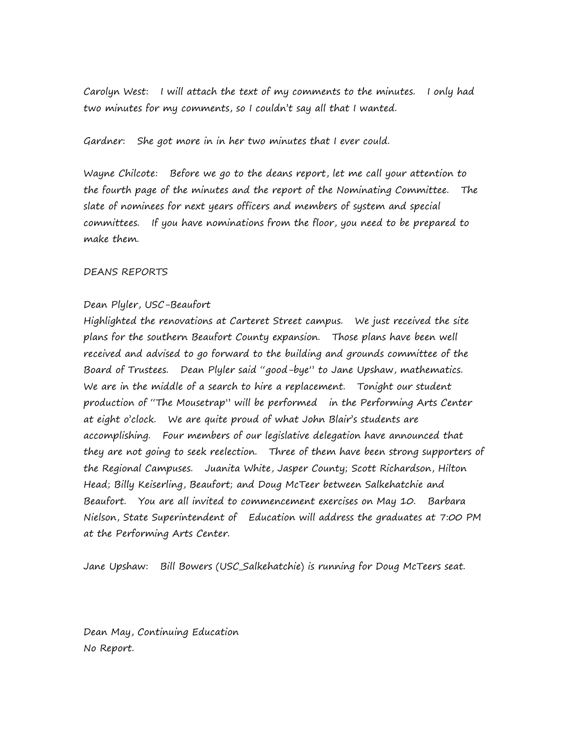Carolyn West: I will attach the text of my comments to the minutes. I only had two minutes for my comments, so I couldn't say all that I wanted.

Gardner: She got more in in her two minutes that I ever could.

Wayne Chilcote: Before we go to the deans report, let me call your attention to the fourth page of the minutes and the report of the Nominating Committee. The slate of nominees for next years officers and members of system and special committees. If you have nominations from the floor, you need to be prepared to make them.

DEANS REPORTS

Dean Plyler, USC-Beaufort
Highlighted the renovations at Carteret Street campus. We just received the site plans for the southern Beaufort County expansion. Those plans have been well received and advised to go forward to the building and grounds committee of the Board of Trustees. Dean Plyler said "good-bye" to Jane Upshaw, mathematics. We are in the middle of a search to hire a replacement. Tonight our student production of "The Mousetrap" will be performed in the Performing Arts Center at eight o'clock. We are quite proud of what John Blair's students are accomplishing. Four members of our legislative delegation have announced that they are not going to seek reelection. Three of them have been strong supporters of the Regional Campuses. Juanita White, Jasper County; Scott Richardson, Hilton Head; Billy Keiserling, Beaufort; and Doug McTeer between Salkehatchie and Beaufort. You are all invited to commencement exercises on May 10. Barbara Nielson, State Superintendent of Education will address the graduates at 7:00 PM at the Performing Arts Center.

Jane Upshaw: Bill Bowers (USC_Salkehatchie) is running for Doug McTeers seat.

Dean May, Continuing Education
No Report.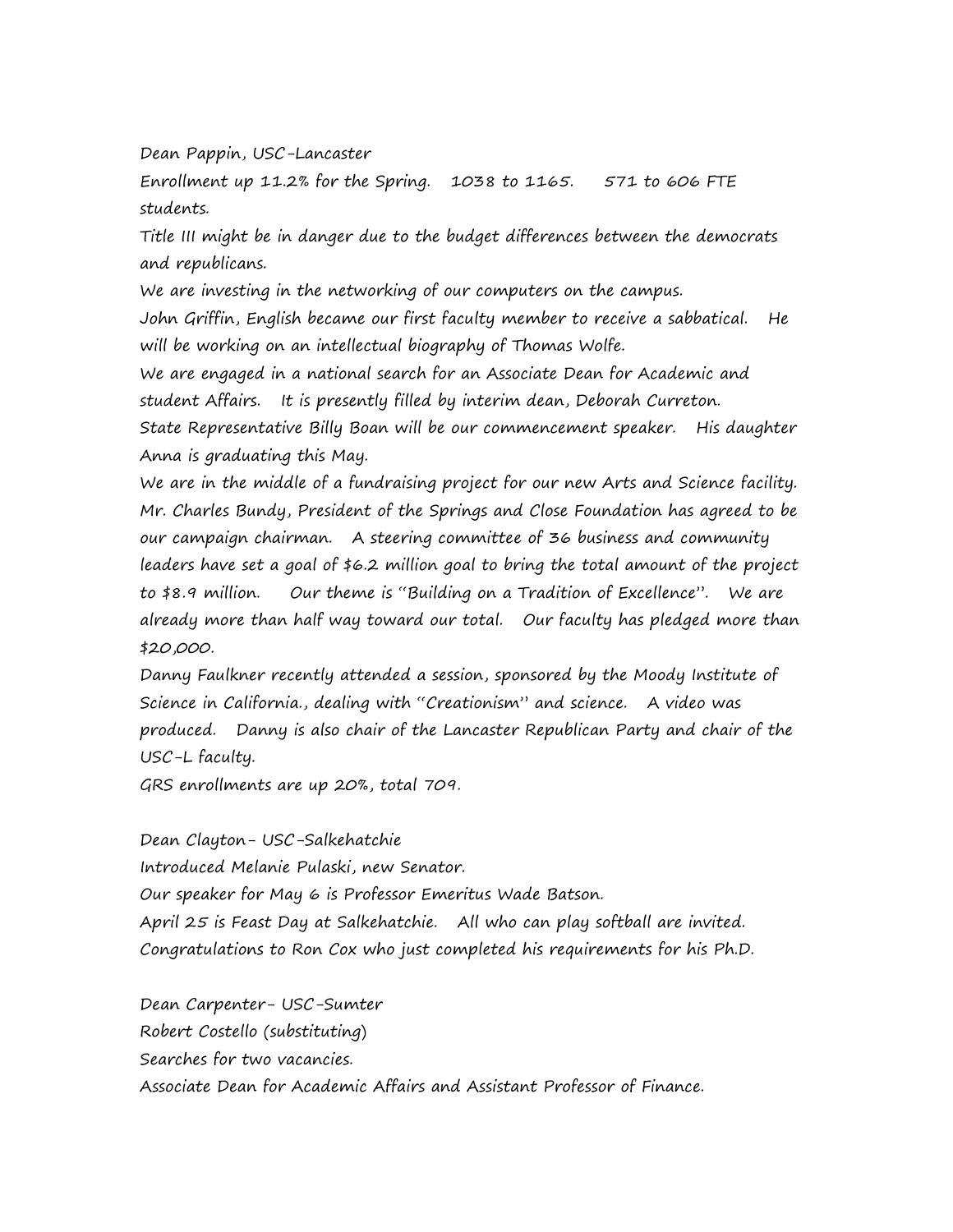Dean Pappin, USC-Lancaster

Enrollment up 11.2% for the Spring. 1038 to 1165. 571 to 606 FTE students.

Title III might be in danger due to the budget differences between the democrats and republicans.

We are investing in the networking of our computers on the campus.

John Griffin, English became our first faculty member to receive a sabbatical. He will be working on an intellectual biography of Thomas Wolfe.

We are engaged in a national search for an Associate Dean for Academic and student Affairs. It is presently filled by interim dean, Deborah Curreton.

State Representative Billy Boan will be our commencement speaker. His daughter Anna is graduating this May.

We are in the middle of a fundraising project for our new Arts and Science facility. Mr. Charles Bundy, President of the Springs and Close Foundation has agreed to be our campaign chairman. A steering committee of 36 business and community leaders have set a goal of $6.2 million goal to bring the total amount of the project to $8.9 million. Our theme is "Building on a Tradition of Excellence". We are already more than half way toward our total. Our faculty has pledged more than $20,000.

Danny Faulkner recently attended a session, sponsored by the Moody Institute of Science in California., dealing with "Creationism" and science. A video was produced. Danny is also chair of the Lancaster Republican Party and chair of the USC-L faculty.

GRS enrollments are up 20%, total 709.

Dean Clayton- USC-Salkehatchie

Introduced Melanie Pulaski, new Senator.

Our speaker for May 6 is Professor Emeritus Wade Batson.

April 25 is Feast Day at Salkehatchie. All who can play softball are invited.

Congratulations to Ron Cox who just completed his requirements for his Ph.D.

Dean Carpenter- USC-Sumter

Robert Costello (substituting)

Searches for two vacancies.

Associate Dean for Academic Affairs and Assistant Professor of Finance.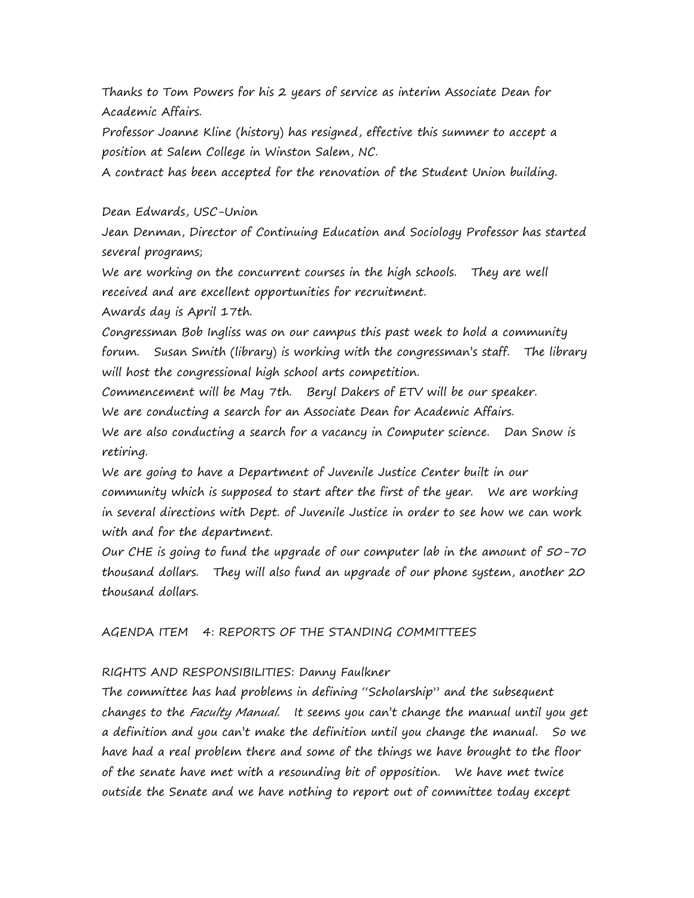Thanks to Tom Powers for his 2 years of service as interim Associate Dean for Academic Affairs.

Professor Joanne Kline (history) has resigned, effective this summer to accept a position at Salem College in Winston Salem, NC.

A contract has been accepted for the renovation of the Student Union building.

Dean Edwards, USC-Union

Jean Denman, Director of Continuing Education and Sociology Professor has started several programs;

We are working on the concurrent courses in the high schools. They are well received and are excellent opportunities for recruitment.

Awards day is April 17th.

Congressman Bob Ingliss was on our campus this past week to hold a community forum. Susan Smith (library) is working with the congressman's staff. The library will host the congressional high school arts competition.

Commencement will be May 7th. Beryl Dakers of ETV will be our speaker.

We are conducting a search for an Associate Dean for Academic Affairs.

We are also conducting a search for a vacancy in Computer science. Dan Snow is retiring.

We are going to have a Department of Juvenile Justice Center built in our community which is supposed to start after the first of the year. We are working in several directions with Dept. of Juvenile Justice in order to see how we can work with and for the department.

Our CHE is going to fund the upgrade of our computer lab in the amount of 50-70 thousand dollars. They will also fund an upgrade of our phone system, another 20 thousand dollars.

AGENDA ITEM 4: REPORTS OF THE STANDING COMMITTEES

RIGHTS AND RESPONSIBILITIES: Danny Faulkner

The committee has had problems in defining "Scholarship" and the subsequent changes to the *Faculty Manual.* It seems you can't change the manual until you get a definition and you can't make the definition until you change the manual. So we have had a real problem there and some of the things we have brought to the floor of the senate have met with a resounding bit of opposition. We have met twice outside the Senate and we have nothing to report out of committee today except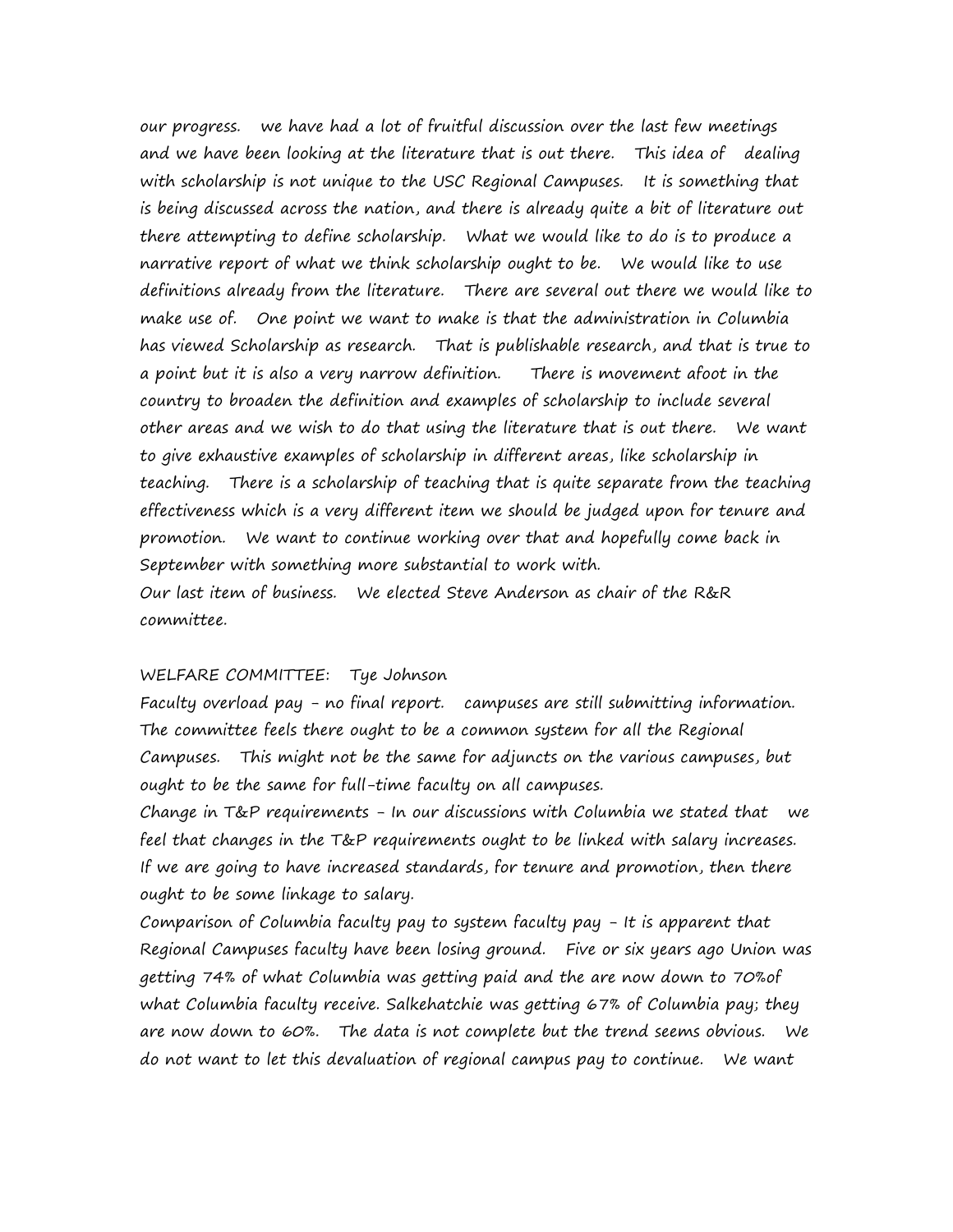our progress. we have had a lot of fruitful discussion over the last few meetings and we have been looking at the literature that is out there. This idea of dealing with scholarship is not unique to the USC Regional Campuses. It is something that is being discussed across the nation, and there is already quite a bit of literature out there attempting to define scholarship. What we would like to do is to produce a narrative report of what we think scholarship ought to be. We would like to use definitions already from the literature. There are several out there we would like to make use of. One point we want to make is that the administration in Columbia has viewed Scholarship as research. That is publishable research, and that is true to a point but it is also a very narrow definition. There is movement afoot in the country to broaden the definition and examples of scholarship to include several other areas and we wish to do that using the literature that is out there. We want to give exhaustive examples of scholarship in different areas, like scholarship in teaching. There is a scholarship of teaching that is quite separate from the teaching effectiveness which is a very different item we should be judged upon for tenure and promotion. We want to continue working over that and hopefully come back in September with something more substantial to work with.

Our last item of business. We elected Steve Anderson as chair of the R&R committee.

WELFARE COMMITTEE: Tye Johnson

Faculty overload pay - no final report. campuses are still submitting information. The committee feels there ought to be a common system for all the Regional Campuses. This might not be the same for adjuncts on the various campuses, but ought to be the same for full-time faculty on all campuses.

Change in T&P requirements - In our discussions with Columbia we stated that we feel that changes in the T&P requirements ought to be linked with salary increases. If we are going to have increased standards, for tenure and promotion, then there ought to be some linkage to salary.

Comparison of Columbia faculty pay to system faculty pay - It is apparent that Regional Campuses faculty have been losing ground. Five or six years ago Union was getting 74% of what Columbia was getting paid and the are now down to 70%of what Columbia faculty receive. Salkehatchie was getting 67% of Columbia pay; they are now down to 60%. The data is not complete but the trend seems obvious. We do not want to let this devaluation of regional campus pay to continue. We want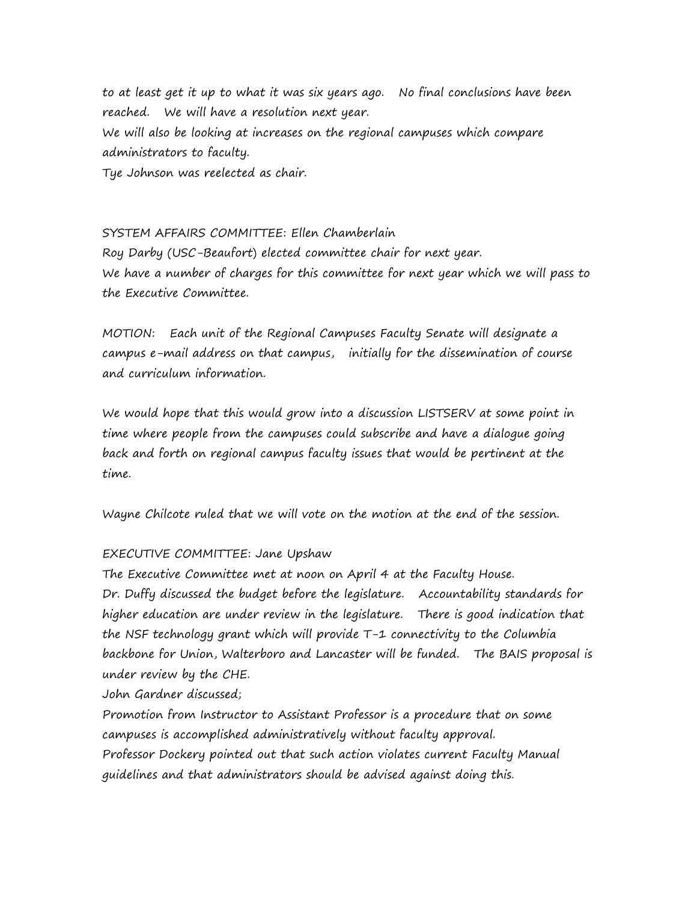to at least get it up to what it was six years ago. No final conclusions have been reached. We will have a resolution next year.
We will also be looking at increases on the regional campuses which compare administrators to faculty.
Tye Johnson was reelected as chair.

SYSTEM AFFAIRS COMMITTEE: Ellen Chamberlain
Roy Darby (USC-Beaufort) elected committee chair for next year.
We have a number of charges for this committee for next year which we will pass to the Executive Committee.

MOTION: Each unit of the Regional Campuses Faculty Senate will designate a campus e-mail address on that campus, initially for the dissemination of course and curriculum information.

We would hope that this would grow into a discussion LISTSERV at some point in time where people from the campuses could subscribe and have a dialogue going back and forth on regional campus faculty issues that would be pertinent at the time.

Wayne Chilcote ruled that we will vote on the motion at the end of the session.

EXECUTIVE COMMITTEE: Jane Upshaw
The Executive Committee met at noon on April 4 at the Faculty House.
Dr. Duffy discussed the budget before the legislature. Accountability standards for higher education are under review in the legislature. There is good indication that the NSF technology grant which will provide T-1 connectivity to the Columbia backbone for Union, Walterboro and Lancaster will be funded. The BAIS proposal is under review by the CHE.
John Gardner discussed;
Promotion from Instructor to Assistant Professor is a procedure that on some campuses is accomplished administratively without faculty approval.
Professor Dockery pointed out that such action violates current Faculty Manual guidelines and that administrators should be advised against doing this.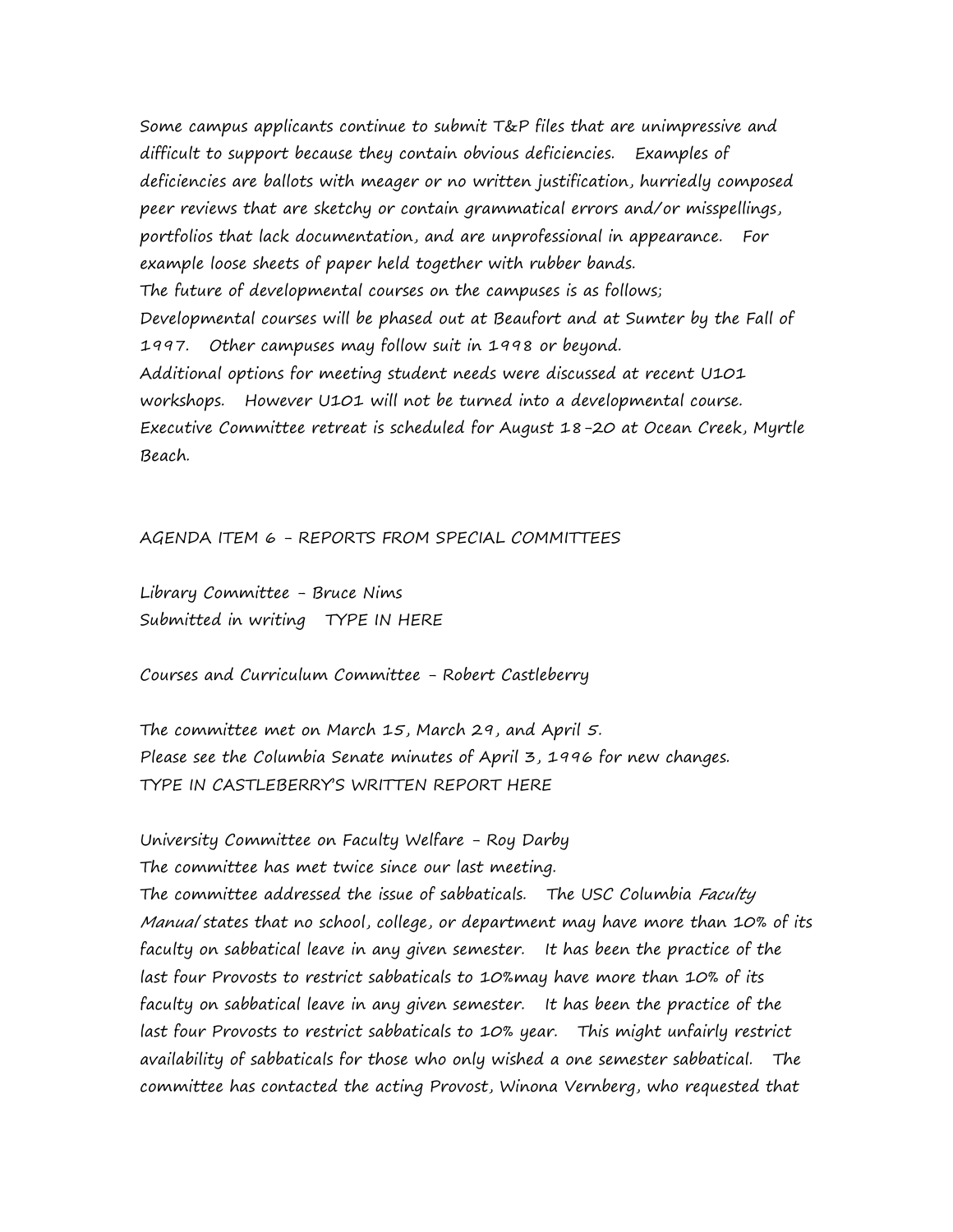Some campus applicants continue to submit T&P files that are unimpressive and difficult to support because they contain obvious deficiencies. Examples of deficiencies are ballots with meager or no written justification, hurriedly composed peer reviews that are sketchy or contain grammatical errors and/or misspellings, portfolios that lack documentation, and are unprofessional in appearance. For example loose sheets of paper held together with rubber bands.

The future of developmental courses on the campuses is as follows;

Developmental courses will be phased out at Beaufort and at Sumter by the Fall of 1997. Other campuses may follow suit in 1998 or beyond.

Additional options for meeting student needs were discussed at recent U101 workshops. However U101 will not be turned into a developmental course.

Executive Committee retreat is scheduled for August 18-20 at Ocean Creek, Myrtle Beach.

AGENDA ITEM 6 - REPORTS FROM SPECIAL COMMITTEES

Library Committee - Bruce Nims

Submitted in writing TYPE IN HERE

Courses and Curriculum Committee - Robert Castleberry

The committee met on March 15, March 29, and April 5.

Please see the Columbia Senate minutes of April 3, 1996 for new changes.

TYPE IN CASTLEBERRY'S WRITTEN REPORT HERE

University Committee on Faculty Welfare - Roy Darby

The committee has met twice since our last meeting.

The committee addressed the issue of sabbaticals. The USC Columbia *Faculty Manual* states that no school, college, or department may have more than 10% of its faculty on sabbatical leave in any given semester. It has been the practice of the last four Provosts to restrict sabbaticals to 10%may have more than 10% of its faculty on sabbatical leave in any given semester. It has been the practice of the last four Provosts to restrict sabbaticals to 10% year. This might unfairly restrict availability of sabbaticals for those who only wished a one semester sabbatical. The committee has contacted the acting Provost, Winona Vernberg, who requested that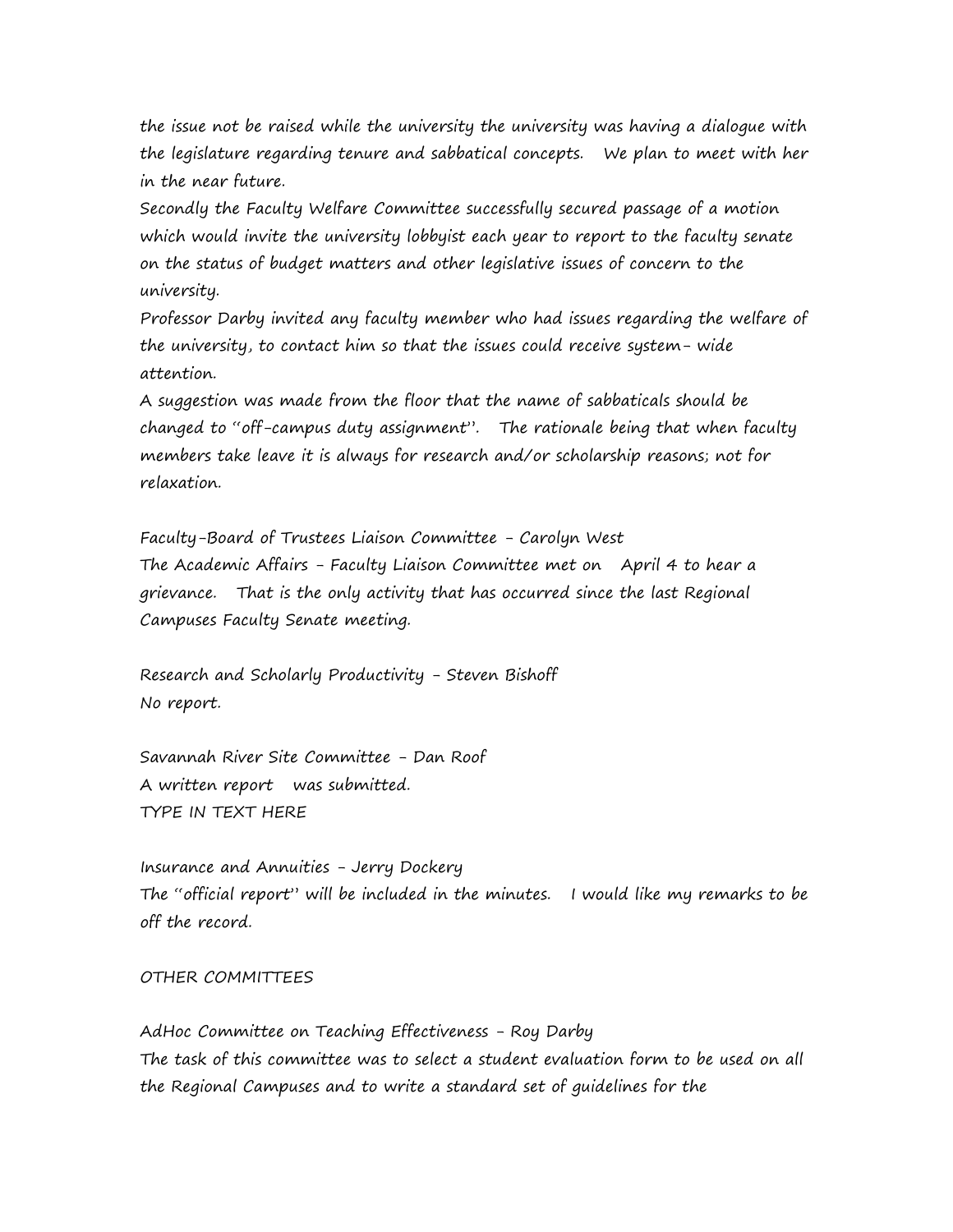the issue not be raised while the university the university was having a dialogue with the legislature regarding tenure and sabbatical concepts. We plan to meet with her in the near future.

Secondly the Faculty Welfare Committee successfully secured passage of a motion which would invite the university lobbyist each year to report to the faculty senate on the status of budget matters and other legislative issues of concern to the university.

Professor Darby invited any faculty member who had issues regarding the welfare of the university, to contact him so that the issues could receive system- wide attention.

A suggestion was made from the floor that the name of sabbaticals should be changed to "off-campus duty assignment". The rationale being that when faculty members take leave it is always for research and/or scholarship reasons; not for relaxation.

Faculty-Board of Trustees Liaison Committee - Carolyn West

The Academic Affairs - Faculty Liaison Committee met on April 4 to hear a grievance. That is the only activity that has occurred since the last Regional Campuses Faculty Senate meeting.

Research and Scholarly Productivity - Steven Bishoff

No report.

Savannah River Site Committee - Dan Roof

A written report was submitted.

TYPE IN TEXT HERE

Insurance and Annuities - Jerry Dockery

The "official report" will be included in the minutes. I would like my remarks to be off the record.

OTHER COMMITTEES

AdHoc Committee on Teaching Effectiveness - Roy Darby

The task of this committee was to select a student evaluation form to be used on all the Regional Campuses and to write a standard set of guidelines for the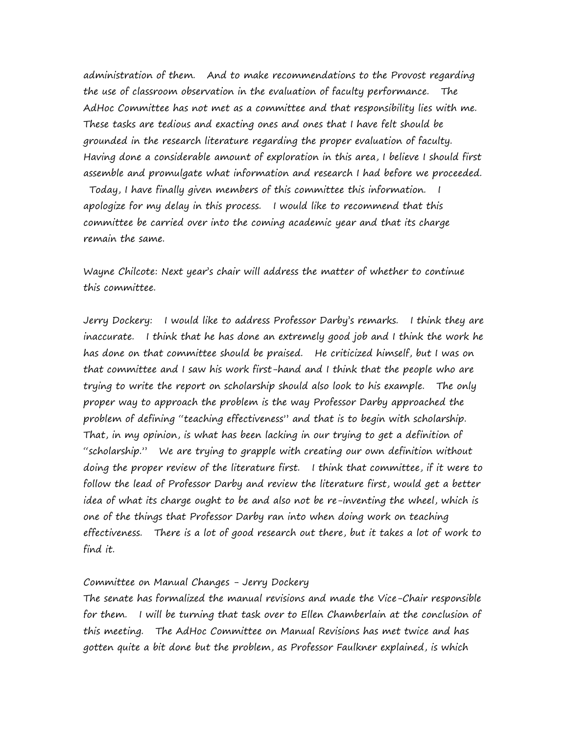administration of them. And to make recommendations to the Provost regarding the use of classroom observation in the evaluation of faculty performance. The AdHoc Committee has not met as a committee and that responsibility lies with me. These tasks are tedious and exacting ones and ones that I have felt should be grounded in the research literature regarding the proper evaluation of faculty. Having done a considerable amount of exploration in this area, I believe I should first assemble and promulgate what information and research I had before we proceeded. Today, I have finally given members of this committee this information. I apologize for my delay in this process. I would like to recommend that this committee be carried over into the coming academic year and that its charge remain the same.

Wayne Chilcote: Next year's chair will address the matter of whether to continue this committee.

Jerry Dockery: I would like to address Professor Darby's remarks. I think they are inaccurate. I think that he has done an extremely good job and I think the work he has done on that committee should be praised. He criticized himself, but I was on that committee and I saw his work first-hand and I think that the people who are trying to write the report on scholarship should also look to his example. The only proper way to approach the problem is the way Professor Darby approached the problem of defining "teaching effectiveness" and that is to begin with scholarship. That, in my opinion, is what has been lacking in our trying to get a definition of "scholarship." We are trying to grapple with creating our own definition without doing the proper review of the literature first. I think that committee, if it were to follow the lead of Professor Darby and review the literature first, would get a better idea of what its charge ought to be and also not be re-inventing the wheel, which is one of the things that Professor Darby ran into when doing work on teaching effectiveness. There is a lot of good research out there, but it takes a lot of work to find it.

Committee on Manual Changes - Jerry Dockery

The senate has formalized the manual revisions and made the Vice-Chair responsible for them. I will be turning that task over to Ellen Chamberlain at the conclusion of this meeting. The AdHoc Committee on Manual Revisions has met twice and has gotten quite a bit done but the problem, as Professor Faulkner explained, is which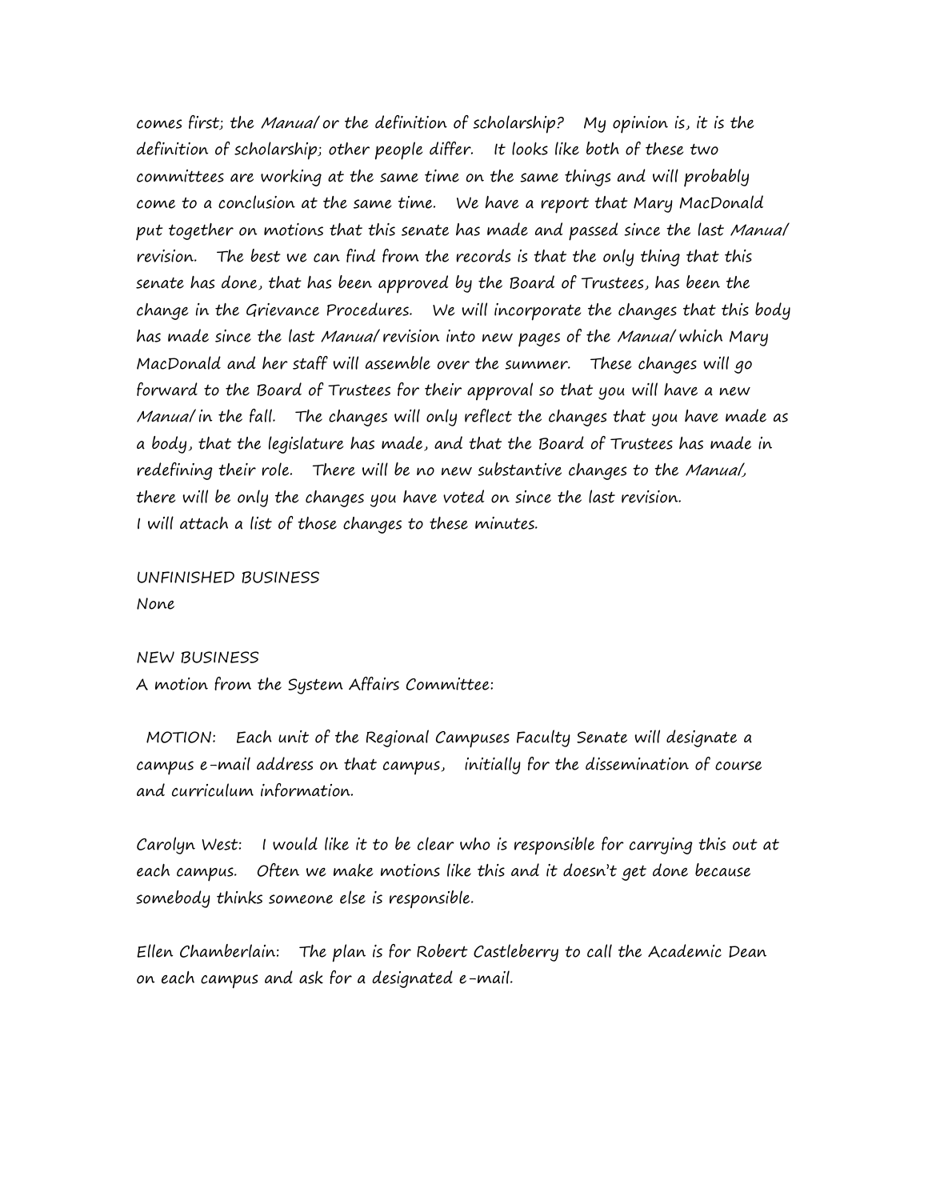comes first; the *Manual* or the definition of scholarship? My opinion is, it is the definition of scholarship; other people differ. It looks like both of these two committees are working at the same time on the same things and will probably come to a conclusion at the same time. We have a report that Mary MacDonald put together on motions that this senate has made and passed since the last *Manual* revision. The best we can find from the records is that the only thing that this senate has done, that has been approved by the Board of Trustees, has been the change in the Grievance Procedures. We will incorporate the changes that this body has made since the last *Manual* revision into new pages of the *Manual* which Mary MacDonald and her staff will assemble over the summer. These changes will go forward to the Board of Trustees for their approval so that you will have a new *Manual* in the fall. The changes will only reflect the changes that you have made as a body, that the legislature has made, and that the Board of Trustees has made in redefining their role. There will be no new substantive changes to the *Manual*, there will be only the changes you have voted on since the last revision.
I will attach a list of those changes to these minutes.

UNFINISHED BUSINESS
None

NEW BUSINESS
A motion from the System Affairs Committee:

MOTION: Each unit of the Regional Campuses Faculty Senate will designate a campus e-mail address on that campus, initially for the dissemination of course and curriculum information.

Carolyn West: I would like it to be clear who is responsible for carrying this out at each campus. Often we make motions like this and it doesn't get done because somebody thinks someone else is responsible.

Ellen Chamberlain: The plan is for Robert Castleberry to call the Academic Dean on each campus and ask for a designated e-mail.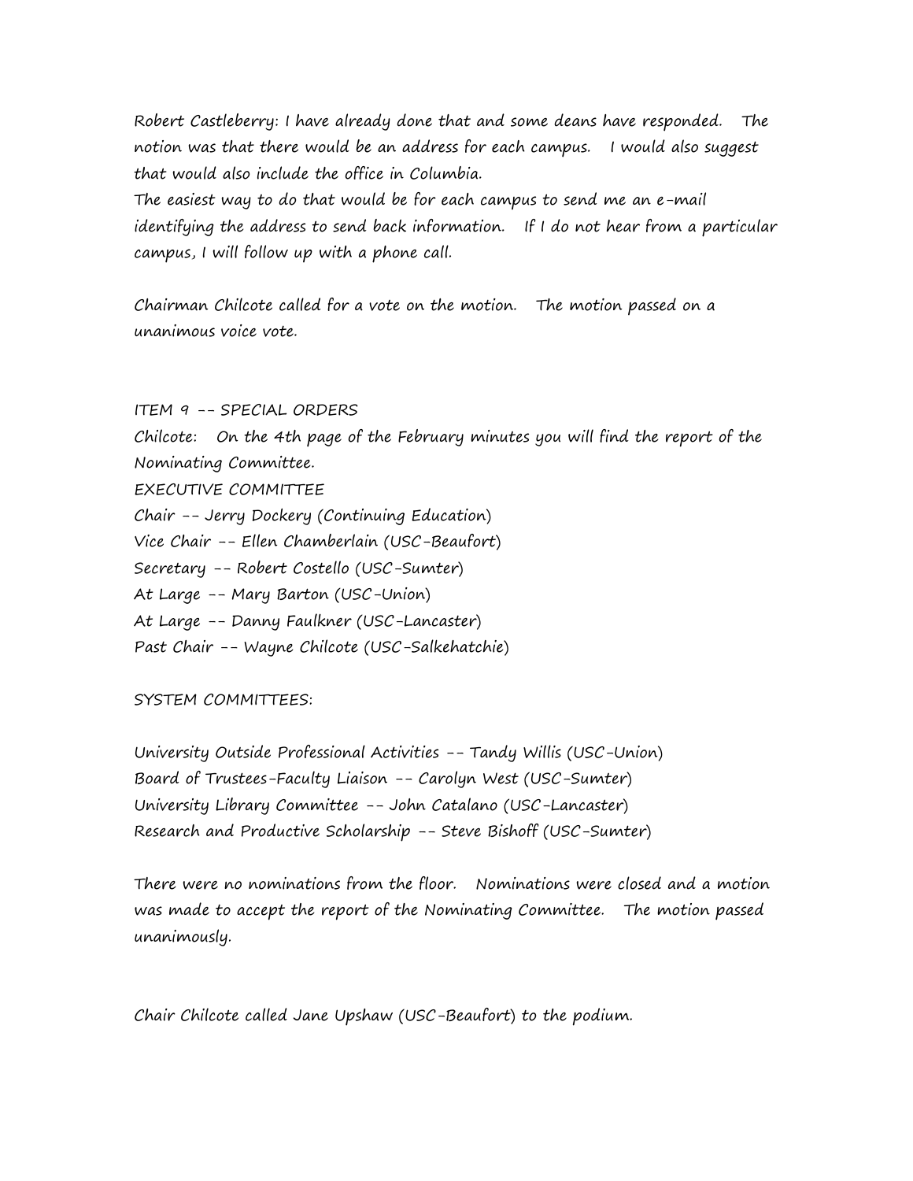Robert Castleberry: I have already done that and some deans have responded. The notion was that there would be an address for each campus. I would also suggest that would also include the office in Columbia.
The easiest way to do that would be for each campus to send me an e-mail identifying the address to send back information. If I do not hear from a particular campus, I will follow up with a phone call.

Chairman Chilcote called for a vote on the motion. The motion passed on a unanimous voice vote.

ITEM 9 -- SPECIAL ORDERS

Chilcote: On the 4th page of the February minutes you will find the report of the Nominating Committee.

EXECUTIVE COMMITTEE

Chair -- Jerry Dockery (Continuing Education)
Vice Chair -- Ellen Chamberlain (USC-Beaufort)
Secretary -- Robert Costello (USC-Sumter)
At Large -- Mary Barton (USC-Union)
At Large -- Danny Faulkner (USC-Lancaster)
Past Chair -- Wayne Chilcote (USC-Salkehatchie)

SYSTEM COMMITTEES:

University Outside Professional Activities -- Tandy Willis (USC-Union)
Board of Trustees-Faculty Liaison -- Carolyn West (USC-Sumter)
University Library Committee -- John Catalano (USC-Lancaster)
Research and Productive Scholarship -- Steve Bishoff (USC-Sumter)

There were no nominations from the floor. Nominations were closed and a motion was made to accept the report of the Nominating Committee. The motion passed unanimously.

Chair Chilcote called Jane Upshaw (USC-Beaufort) to the podium.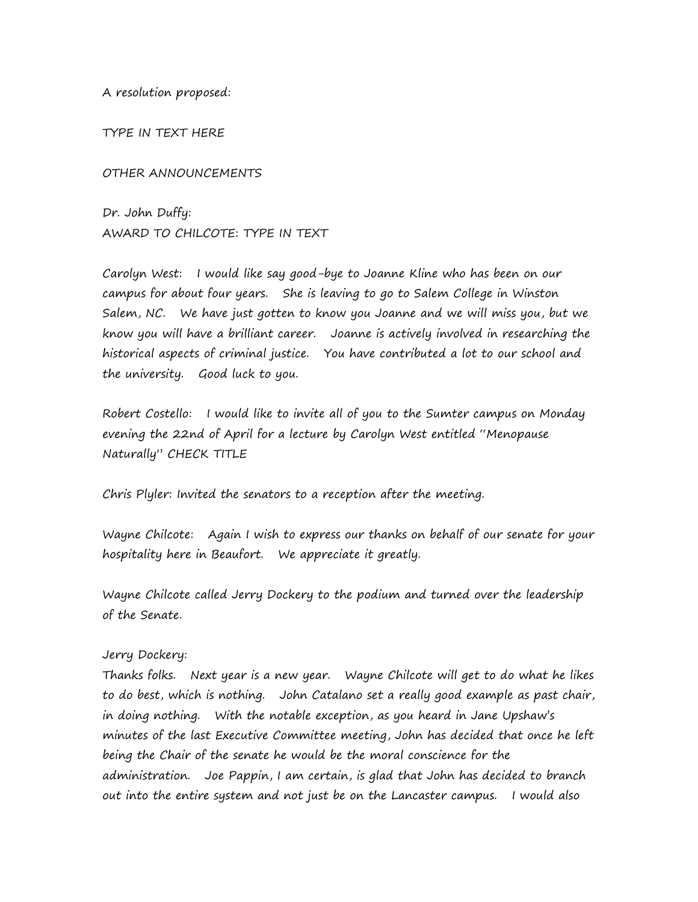A resolution proposed:

TYPE IN TEXT HERE

OTHER ANNOUNCEMENTS

Dr. John Duffy:
AWARD TO CHILCOTE: TYPE IN TEXT

Carolyn West: I would like say good-bye to Joanne Kline who has been on our campus for about four years. She is leaving to go to Salem College in Winston Salem, NC. We have just gotten to know you Joanne and we will miss you, but we know you will have a brilliant career. Joanne is actively involved in researching the historical aspects of criminal justice. You have contributed a lot to our school and the university. Good luck to you.

Robert Costello: I would like to invite all of you to the Sumter campus on Monday evening the 22nd of April for a lecture by Carolyn West entitled "Menopause Naturally" CHECK TITLE

Chris Plyler: Invited the senators to a reception after the meeting.

Wayne Chilcote: Again I wish to express our thanks on behalf of our senate for your hospitality here in Beaufort. We appreciate it greatly.

Wayne Chilcote called Jerry Dockery to the podium and turned over the leadership of the Senate.

Jerry Dockery:
Thanks folks. Next year is a new year. Wayne Chilcote will get to do what he likes to do best, which is nothing. John Catalano set a really good example as past chair, in doing nothing. With the notable exception, as you heard in Jane Upshaw's minutes of the last Executive Committee meeting, John has decided that once he left being the Chair of the senate he would be the moral conscience for the administration. Joe Pappin, I am certain, is glad that John has decided to branch out into the entire system and not just be on the Lancaster campus. I would also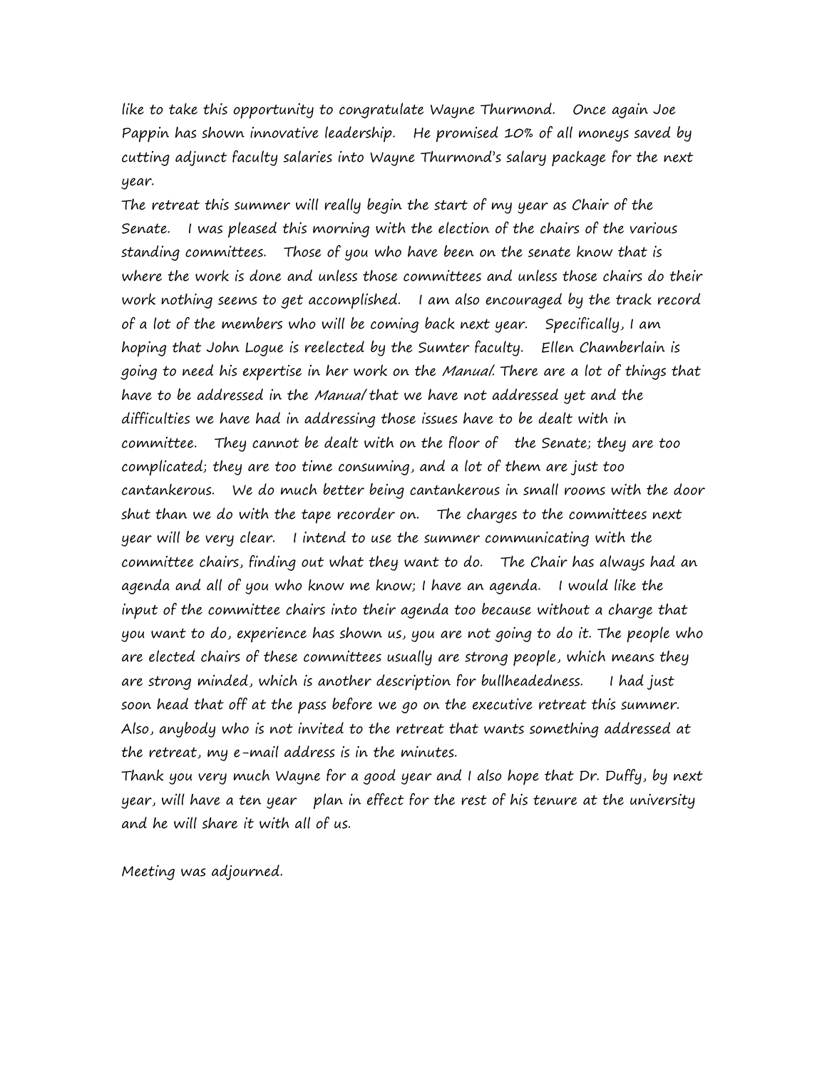like to take this opportunity to congratulate Wayne Thurmond. Once again Joe Pappin has shown innovative leadership. He promised 10% of all moneys saved by cutting adjunct faculty salaries into Wayne Thurmond's salary package for the next year.

The retreat this summer will really begin the start of my year as Chair of the Senate. I was pleased this morning with the election of the chairs of the various standing committees. Those of you who have been on the senate know that is where the work is done and unless those committees and unless those chairs do their work nothing seems to get accomplished. I am also encouraged by the track record of a lot of the members who will be coming back next year. Specifically, I am hoping that John Logue is reelected by the Sumter faculty. Ellen Chamberlain is going to need his expertise in her work on the *Manual.* There are a lot of things that have to be addressed in the *Manual* that we have not addressed yet and the difficulties we have had in addressing those issues have to be dealt with in committee. They cannot be dealt with on the floor of the Senate; they are too complicated; they are too time consuming, and a lot of them are just too cantankerous. We do much better being cantankerous in small rooms with the door shut than we do with the tape recorder on. The charges to the committees next year will be very clear. I intend to use the summer communicating with the committee chairs, finding out what they want to do. The Chair has always had an agenda and all of you who know me know; I have an agenda. I would like the input of the committee chairs into their agenda too because without a charge that you want to do, experience has shown us, you are not going to do it. The people who are elected chairs of these committees usually are strong people, which means they are strong minded, which is another description for bullheadedness. I had just soon head that off at the pass before we go on the executive retreat this summer. Also, anybody who is not invited to the retreat that wants something addressed at the retreat, my e-mail address is in the minutes.

Thank you very much Wayne for a good year and I also hope that Dr. Duffy, by next year, will have a ten year plan in effect for the rest of his tenure at the university and he will share it with all of us.

Meeting was adjourned.